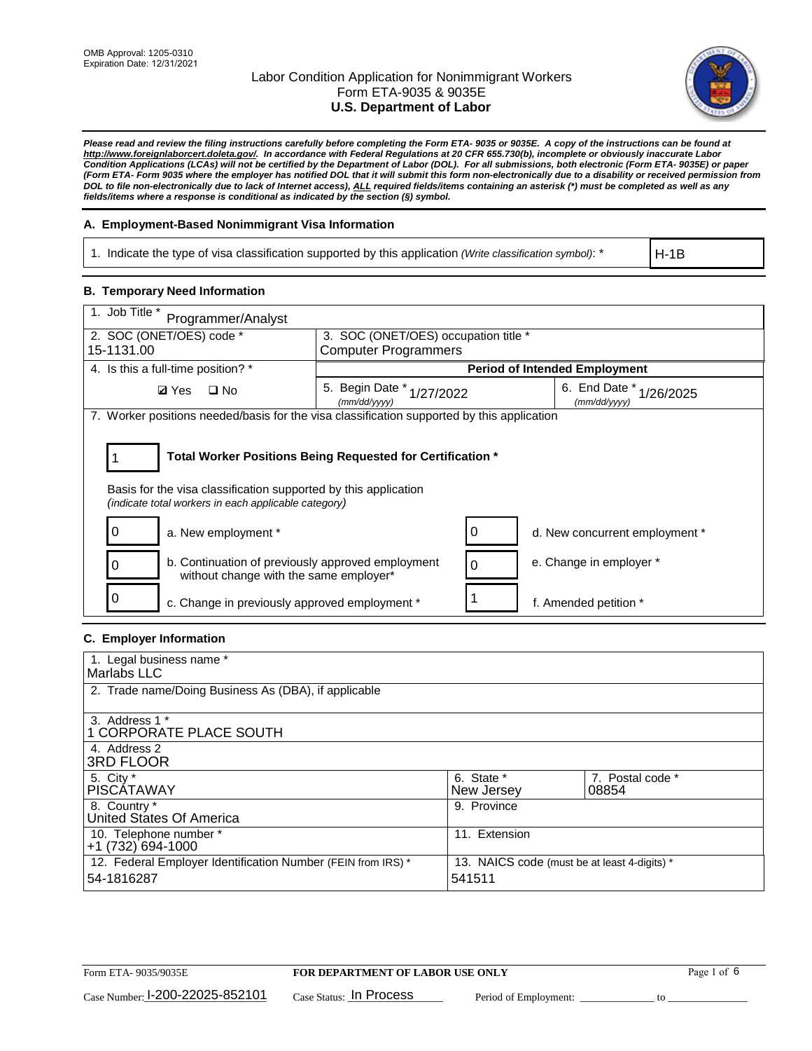OMB Approval: 1205-0310
Expiration Date: 12/31/2021

# Labor Condition Application for Nonimmigrant Workers
## Form ETA-9035 & 9035E
## U.S. Department of Labor

***Please read and review the filing instructions carefully before completing the Form ETA- 9035 or 9035E. A copy of the instructions can be found at http://www.foreignlaborcert.doleta.gov/. In accordance with Federal Regulations at 20 CFR 655.730(b), incomplete or obviously inaccurate Labor Condition Applications (LCAs) will not be certified by the Department of Labor (DOL). For all submissions, both electronic (Form ETA- 9035E) or paper (Form ETA- Form 9035 where the employer has notified DOL that it will submit this form non-electronically due to a disability or received permission from DOL to file non-electronically due to lack of Internet access), ALL required fields/items containing an asterisk (*) must be completed as well as any fields/items where a response is conditional as indicated by the section (§) symbol.***

### A. Employment-Based Nonimmigrant Visa Information

| 1. Indicate the type of visa classification supported by this application *(Write classification symbol)*: * | H-1B |
|---|---|

### B. Temporary Need Information

| 1. Job Title * Programmer/Analyst | | |
|---|---|---|
| 2. SOC (ONET/OES) code * 15-1131.00 | 3. SOC (ONET/OES) occupation title * Computer Programmers | |
| 4. Is this a full-time position? * | **Period of Intended Employment** | |
| ☑ Yes ☐ No | 5. Begin Date * *(mm/dd/yyyy)* 1/27/2022 | 6. End Date * *(mm/dd/yyyy)* 1/26/2025 |

7. Worker positions needed/basis for the visa classification supported by this application

1 **Total Worker Positions Being Requested for Certification ***

Basis for the visa classification supported by this application
*(indicate total workers in each applicable category)*

| | | | |
|---|---|---|---|
| 0 | a. New employment * | 0 | d. New concurrent employment * |
| 0 | b. Continuation of previously approved employment without change with the same employer* | 0 | e. Change in employer * |
| 0 | c. Change in previously approved employment * | 1 | f. Amended petition * |

### C. Employer Information

| | | |
|---|---|---|
| 1. Legal business name * Marlabs LLC | | |
| 2. Trade name/Doing Business As (DBA), if applicable | | |
| 3. Address 1 * 1 CORPORATE PLACE SOUTH | | |
| 4. Address 2 3RD FLOOR | | |
| 5. City * PISCATAWAY | 6. State * New Jersey | 7. Postal code * 08854 |
| 8. Country * United States Of America | 9. Province | |
| 10. Telephone number * +1 (732) 694-1000 | 11. Extension | |
| 12. Federal Employer Identification Number (FEIN from IRS) * 54-1816287 | 13. NAICS code (must be at least 4-digits) * 541511 | |

Form ETA- 9035/9035E **FOR DEPARTMENT OF LABOR USE ONLY**

Case Number: I-200-22025-852101 Case Status: In Process Period of Employment: ______________ to ______________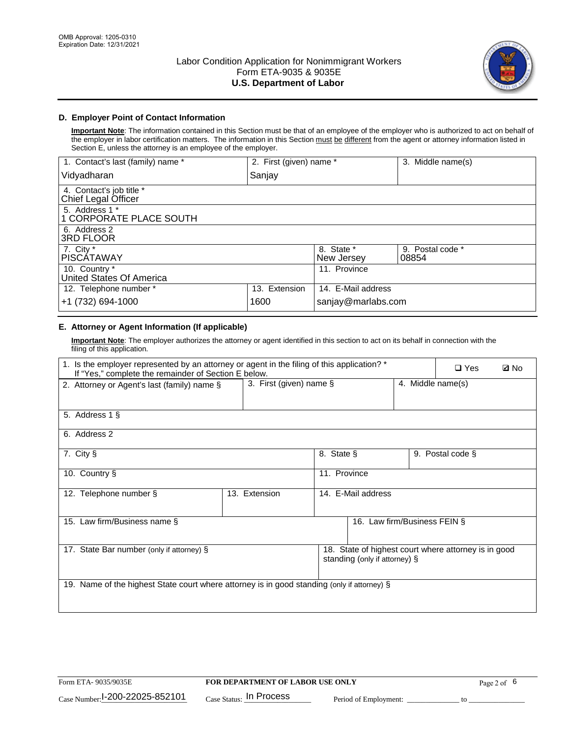OMB Approval: 1205-0310
Expiration Date: 12/31/2021

# Labor Condition Application for Nonimmigrant Workers
## Form ETA-9035 & 9035E
## U.S. Department of Labor

### D. Employer Point of Contact Information

**Important Note**: The information contained in this Section must be that of an employee of the employer who is authorized to act on behalf of the employer in labor certification matters. The information in this Section must be different from the agent or attorney information listed in Section E, unless the attorney is an employee of the employer.

| 1. Contact's last (family) name * | 2. First (given) name * | 3. Middle name(s) |
|---|---|---|
| Vidyadharan | Sanjay | |

| 4. Contact's job title * |
|---|
| Chief Legal Officer |

| 5. Address 1 * |
|---|
| 1 CORPORATE PLACE SOUTH |

| 6. Address 2 |
|---|
| 3RD FLOOR |

| 7. City * | 8. State * | 9. Postal code * |
|---|---|---|
| PISCATAWAY | New Jersey | 08854 |

| 10. Country * | 11. Province |
|---|---|
| United States Of America | |

| 12. Telephone number * | 13. Extension | 14. E-Mail address |
|---|---|---|
| +1 (732) 694-1000 | 1600 | sanjay@marlabs.com |

### E. Attorney or Agent Information (If applicable)

**Important Note**: The employer authorizes the attorney or agent identified in this section to act on its behalf in connection with the filing of this application.

| 1. Is the employer represented by an attorney or agent in the filing of this application? * If "Yes," complete the remainder of Section E below. | ❑ Yes | ☑ No |
|---|---|---|

| 2. Attorney or Agent's last (family) name § | 3. First (given) name § | 4. Middle name(s) |
|---|---|---|
| | | |

| 5. Address 1 § |
|---|
| |

| 6. Address 2 |
|---|
| |

| 7. City § | 8. State § | 9. Postal code § |
|---|---|---|
| | | |

| 10. Country § | 11. Province |
|---|---|
| | |

| 12. Telephone number § | 13. Extension | 14. E-Mail address |
|---|---|---|
| | | |

| 15. Law firm/Business name § | 16. Law firm/Business FEIN § |
|---|---|
| | |

| 17. State Bar number (only if attorney) § | 18. State of highest court where attorney is in good standing (only if attorney) § |
|---|---|
| | |

| 19. Name of the highest State court where attorney is in good standing (only if attorney) § |
|---|
| |

Form ETA- 9035/9035E | **FOR DEPARTMENT OF LABOR USE ONLY**

Case Number: I-200-22025-852101 | Case Status: In Process | Period of Employment: _____________ to _____________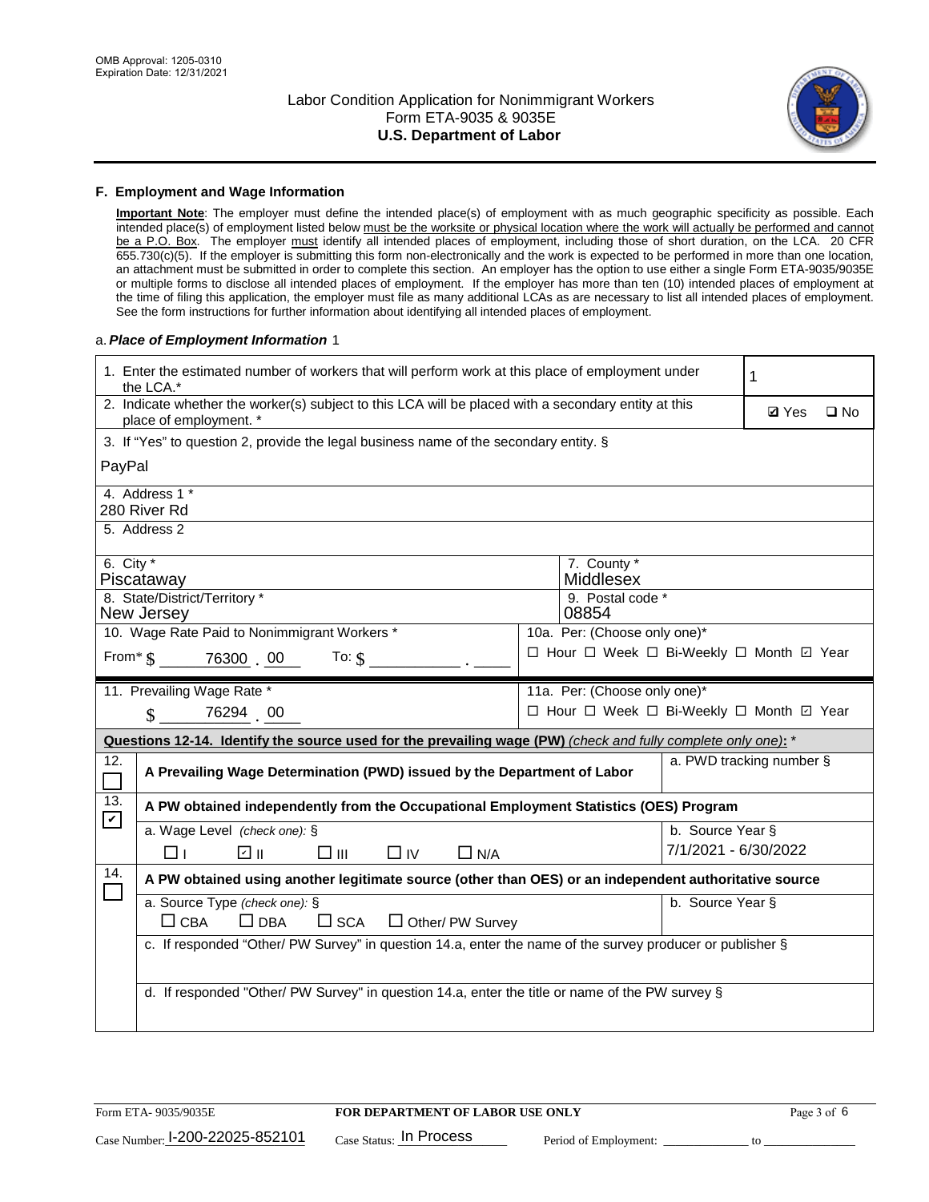Labor Condition Application for Nonimmigrant Workers
Form ETA-9035 & 9035E
**U.S. Department of Labor**

### F. Employment and Wage Information

**Important Note**: The employer must define the intended place(s) of employment with as much geographic specificity as possible. Each intended place(s) of employment listed below must be the worksite or physical location where the work will actually be performed and cannot be a P.O. Box. The employer must identify all intended places of employment, including those of short duration, on the LCA. 20 CFR 655.730(c)(5). If the employer is submitting this form non-electronically and the work is expected to be performed in more than one location, an attachment must be submitted in order to complete this section. An employer has the option to use either a single Form ETA-9035/9035E or multiple forms to disclose all intended places of employment. If the employer has more than ten (10) intended places of employment at the time of filing this application, the employer must file as many additional LCAs as are necessary to list all intended places of employment. See the form instructions for further information about identifying all intended places of employment.

a. ***Place of Employment Information*** 1

1. Enter the estimated number of workers that will perform work at this place of employment under the LCA.* **1**

2. Indicate whether the worker(s) subject to this LCA will be placed with a secondary entity at this place of employment. * ☑ Yes ☐ No

3. If "Yes" to question 2, provide the legal business name of the secondary entity. §
PayPal

4. Address 1 *
280 River Rd

5. Address 2

6. City *
Piscataway

7. County *
Middlesex

8. State/District/Territory *
New Jersey

9. Postal code *
08854

10. Wage Rate Paid to Nonimmigrant Workers *
From* $ 76300 . 00 To: $ ______ . ____

10a. Per: (Choose only one)*
☐ Hour ☐ Week ☐ Bi-Weekly ☐ Month ☑ Year

11. Prevailing Wage Rate *
$ 76294 . 00

11a. Per: (Choose only one)*
☐ Hour ☐ Week ☐ Bi-Weekly ☐ Month ☑ Year

**Questions 12-14. Identify the source used for the prevailing wage (PW)** *(check and fully complete only one)*: *

12. ☐ **A Prevailing Wage Determination (PWD) issued by the Department of Labor**
a. PWD tracking number §

13. ☑ **A PW obtained independently from the Occupational Employment Statistics (OES) Program**
a. Wage Level *(check one)*: § ☐ I ☑ II ☐ III ☐ IV ☐ N/A
b. Source Year § 7/1/2021 - 6/30/2022

14. ☐ **A PW obtained using another legitimate source (other than OES) or an independent authoritative source**
a. Source Type *(check one)*: § ☐ CBA ☐ DBA ☐ SCA ☐ Other/ PW Survey
b. Source Year §
c. If responded "Other/ PW Survey" in question 14.a, enter the name of the survey producer or publisher §
d. If responded "Other/ PW Survey" in question 14.a, enter the title or name of the PW survey §

Form ETA- 9035/9035E | **FOR DEPARTMENT OF LABOR USE ONLY**
Case Number: I-200-22025-852101 Case Status: In Process Period of Employment: ____________ to ____________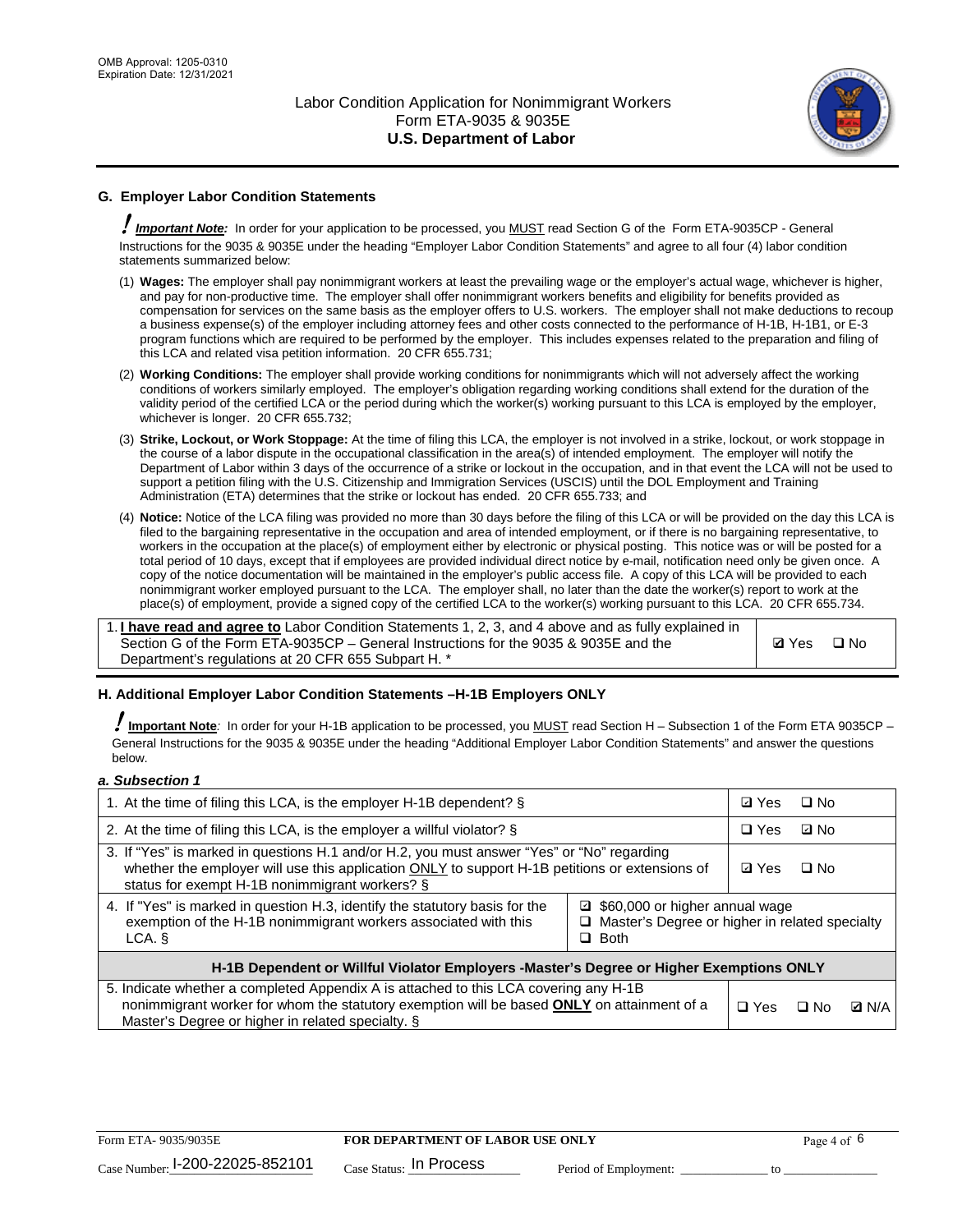## G. Employer Labor Condition Statements

! ***Important Note:*** In order for your application to be processed, you MUST read Section G of the Form ETA-9035CP - General Instructions for the 9035 & 9035E under the heading "Employer Labor Condition Statements" and agree to all four (4) labor condition statements summarized below:

(1) **Wages:** The employer shall pay nonimmigrant workers at least the prevailing wage or the employer's actual wage, whichever is higher, and pay for non-productive time. The employer shall offer nonimmigrant workers benefits and eligibility for benefits provided as compensation for services on the same basis as the employer offers to U.S. workers. The employer shall not make deductions to recoup a business expense(s) of the employer including attorney fees and other costs connected to the performance of H-1B, H-1B1, or E-3 program functions which are required to be performed by the employer. This includes expenses related to the preparation and filing of this LCA and related visa petition information. 20 CFR 655.731;

(2) **Working Conditions:** The employer shall provide working conditions for nonimmigrants which will not adversely affect the working conditions of workers similarly employed. The employer's obligation regarding working conditions shall extend for the duration of the validity period of the certified LCA or the period during which the worker(s) working pursuant to this LCA is employed by the employer, whichever is longer. 20 CFR 655.732;

(3) **Strike, Lockout, or Work Stoppage:** At the time of filing this LCA, the employer is not involved in a strike, lockout, or work stoppage in the course of a labor dispute in the occupational classification in the area(s) of intended employment. The employer will notify the Department of Labor within 3 days of the occurrence of a strike or lockout in the occupation, and in that event the LCA will not be used to support a petition filing with the U.S. Citizenship and Immigration Services (USCIS) until the DOL Employment and Training Administration (ETA) determines that the strike or lockout has ended. 20 CFR 655.733; and

(4) **Notice:** Notice of the LCA filing was provided no more than 30 days before the filing of this LCA or will be provided on the day this LCA is filed to the bargaining representative in the occupation and area of intended employment, or if there is no bargaining representative, to workers in the occupation at the place(s) of employment either by electronic or physical posting. This notice was or will be posted for a total period of 10 days, except that if employees are provided individual direct notice by e-mail, notification need only be given once. A copy of the notice documentation will be maintained in the employer's public access file. A copy of this LCA will be provided to each nonimmigrant worker employed pursuant to the LCA. The employer shall, no later than the date the worker(s) report to work at the place(s) of employment, provide a signed copy of the certified LCA to the worker(s) working pursuant to this LCA. 20 CFR 655.734.

| | |
|---|---|
| 1. **I have read and agree to** Labor Condition Statements 1, 2, 3, and 4 above and as fully explained in Section G of the Form ETA-9035CP – General Instructions for the 9035 & 9035E and the Department's regulations at 20 CFR 655 Subpart H. * | ☑ Yes ☐ No |

## H. Additional Employer Labor Condition Statements –H-1B Employers ONLY

! **Important Note**: In order for your H-1B application to be processed, you MUST read Section H – Subsection 1 of the Form ETA 9035CP – General Instructions for the 9035 & 9035E under the heading "Additional Employer Labor Condition Statements" and answer the questions below.

***a. Subsection 1***

| | |
|---|---|
| 1. At the time of filing this LCA, is the employer H-1B dependent? § | ☑ Yes ☐ No |
| 2. At the time of filing this LCA, is the employer a willful violator? § | ☐ Yes ☑ No |
| 3. If "Yes" is marked in questions H.1 and/or H.2, you must answer "Yes" or "No" regarding whether the employer will use this application ONLY to support H-1B petitions or extensions of status for exempt H-1B nonimmigrant workers? § | ☑ Yes ☐ No |
| 4. If "Yes" is marked in question H.3, identify the statutory basis for the exemption of the H-1B nonimmigrant workers associated with this LCA. § | ☑ $60,000 or higher annual wage<br>☐ Master's Degree or higher in related specialty<br>☐ Both |
| **H-1B Dependent or Willful Violator Employers -Master's Degree or Higher Exemptions ONLY** | |
| 5. Indicate whether a completed Appendix A is attached to this LCA covering any H-1B nonimmigrant worker for whom the statutory exemption will be based **ONLY** on attainment of a Master's Degree or higher in related specialty. § | ☐ Yes ☐ No ☑ N/A |

Form ETA- 9035/9035E **FOR DEPARTMENT OF LABOR USE ONLY**

Case Number: I-200-22025-852101 Case Status: In Process Period of Employment: _____________ to _____________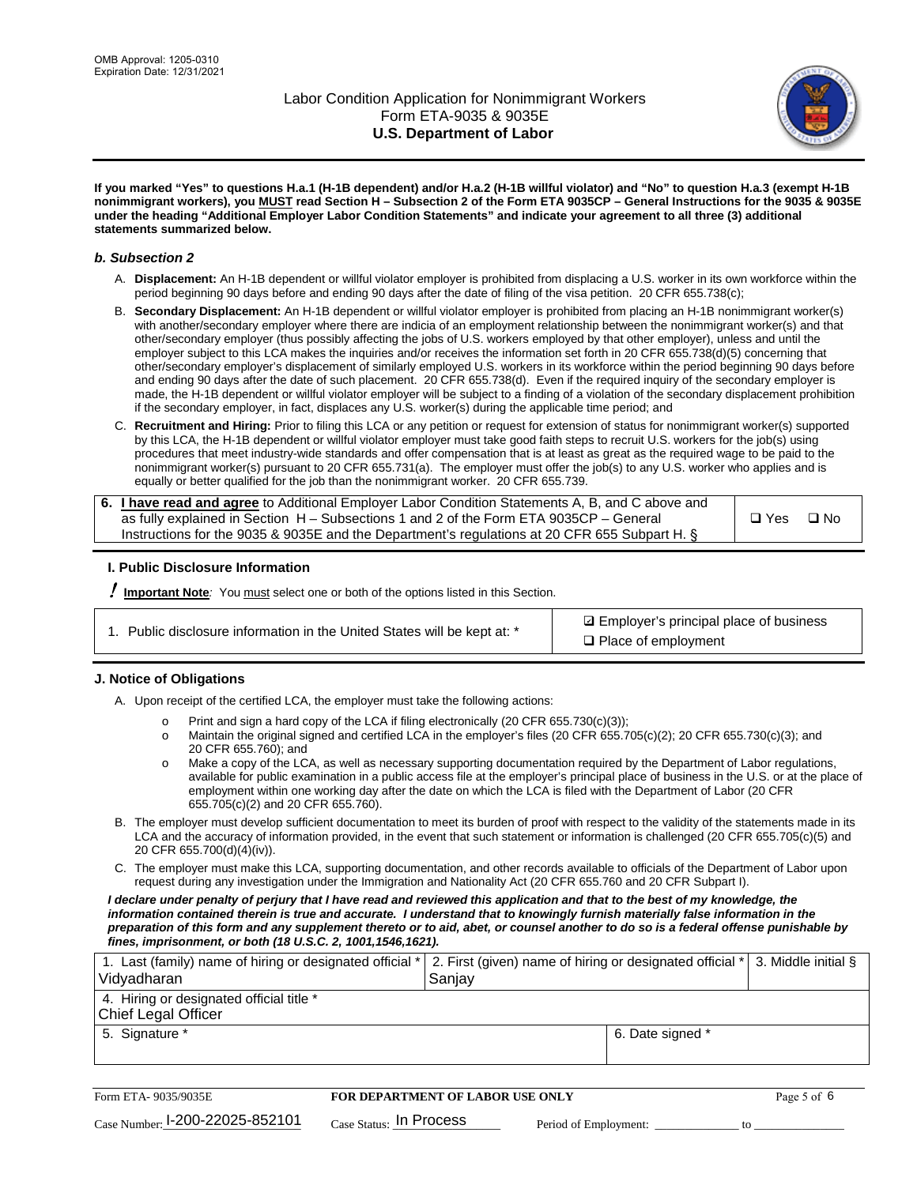**If you marked "Yes" to questions H.a.1 (H-1B dependent) and/or H.a.2 (H-1B willful violator) and "No" to question H.a.3 (exempt H-1B nonimmigrant workers), you MUST read Section H – Subsection 2 of the Form ETA 9035CP – General Instructions for the 9035 & 9035E under the heading "Additional Employer Labor Condition Statements" and indicate your agreement to all three (3) additional statements summarized below.**

### *b. Subsection 2*

A. **Displacement:** An H-1B dependent or willful violator employer is prohibited from displacing a U.S. worker in its own workforce within the period beginning 90 days before and ending 90 days after the date of filing of the visa petition. 20 CFR 655.738(c);

B. **Secondary Displacement:** An H-1B dependent or willful violator employer is prohibited from placing an H-1B nonimmigrant worker(s) with another/secondary employer where there are indicia of an employment relationship between the nonimmigrant worker(s) and that other/secondary employer (thus possibly affecting the jobs of U.S. workers employed by that other employer), unless and until the employer subject to this LCA makes the inquiries and/or receives the information set forth in 20 CFR 655.738(d)(5) concerning that other/secondary employer's displacement of similarly employed U.S. workers in its workforce within the period beginning 90 days before and ending 90 days after the date of such placement. 20 CFR 655.738(d). Even if the required inquiry of the secondary employer is made, the H-1B dependent or willful violator employer will be subject to a finding of a violation of the secondary displacement prohibition if the secondary employer, in fact, displaces any U.S. worker(s) during the applicable time period; and

C. **Recruitment and Hiring:** Prior to filing this LCA or any petition or request for extension of status for nonimmigrant worker(s) supported by this LCA, the H-1B dependent or willful violator employer must take good faith steps to recruit U.S. workers for the job(s) using procedures that meet industry-wide standards and offer compensation that is at least as great as the required wage to be paid to the nonimmigrant worker(s) pursuant to 20 CFR 655.731(a). The employer must offer the job(s) to any U.S. worker who applies and is equally or better qualified for the job than the nonimmigrant worker. 20 CFR 655.739.

| 6. **I have read and agree** to Additional Employer Labor Condition Statements A, B, and C above and as fully explained in Section H – Subsections 1 and 2 of the Form ETA 9035CP – General Instructions for the 9035 & 9035E and the Department's regulations at 20 CFR 655 Subpart H. § | ☐ Yes ☐ No |
|---|---|

## I. Public Disclosure Information

**! Important Note**: You must select one or both of the options listed in this Section.

| 1. Public disclosure information in the United States will be kept at: * | ☑ Employer's principal place of business<br>☐ Place of employment |
|---|---|

## J. Notice of Obligations

A. Upon receipt of the certified LCA, the employer must take the following actions:

- o Print and sign a hard copy of the LCA if filing electronically (20 CFR 655.730(c)(3));
- o Maintain the original signed and certified LCA in the employer's files (20 CFR 655.705(c)(2); 20 CFR 655.730(c)(3); and 20 CFR 655.760); and
- o Make a copy of the LCA, as well as necessary supporting documentation required by the Department of Labor regulations, available for public examination in a public access file at the employer's principal place of business in the U.S. or at the place of employment within one working day after the date on which the LCA is filed with the Department of Labor (20 CFR 655.705(c)(2) and 20 CFR 655.760).

B. The employer must develop sufficient documentation to meet its burden of proof with respect to the validity of the statements made in its LCA and the accuracy of information provided, in the event that such statement or information is challenged (20 CFR 655.705(c)(5) and 20 CFR 655.700(d)(4)(iv)).

C. The employer must make this LCA, supporting documentation, and other records available to officials of the Department of Labor upon request during any investigation under the Immigration and Nationality Act (20 CFR 655.760 and 20 CFR Subpart I).

***I declare under penalty of perjury that I have read and reviewed this application and that to the best of my knowledge, the information contained therein is true and accurate. I understand that to knowingly furnish materially false information in the preparation of this form and any supplement thereto or to aid, abet, or counsel another to do so is a federal offense punishable by fines, imprisonment, or both (18 U.S.C. 2, 1001,1546,1621).***

| 1. Last (family) name of hiring or designated official *<br>Vidyadharan | 2. First (given) name of hiring or designated official *<br>Sanjay | 3. Middle initial § |
|---|---|---|
| 4. Hiring or designated official title *<br>Chief Legal Officer | | |
| 5. Signature * | 6. Date signed * | |

Form ETA- 9035/9035E | **FOR DEPARTMENT OF LABOR USE ONLY**

Case Number: I-200-22025-852101 Case Status: In Process Period of Employment: _____________ to _____________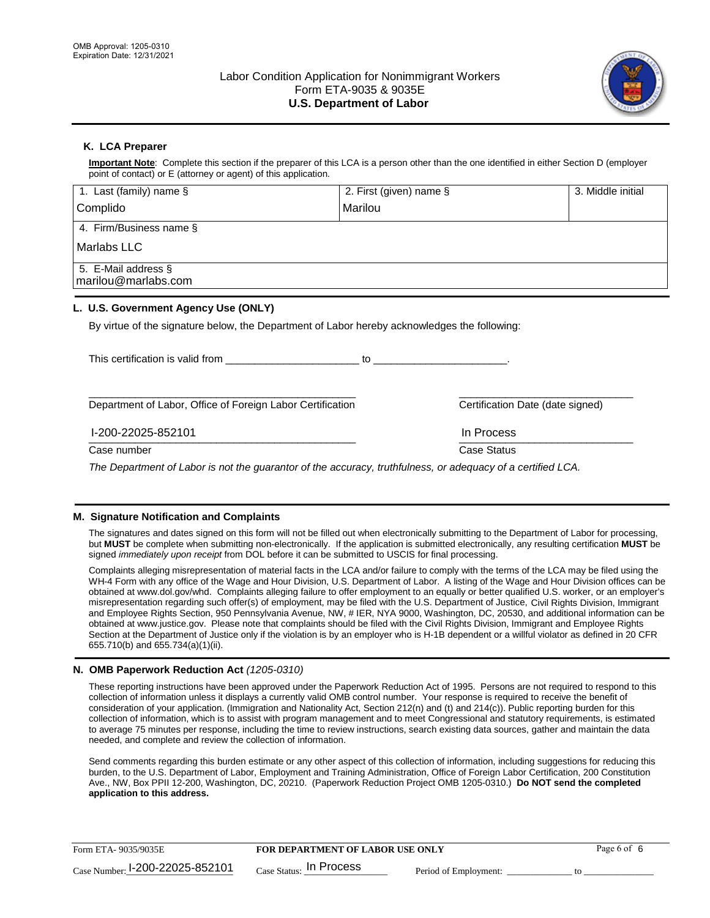OMB Approval: 1205-0310
Expiration Date: 12/31/2021

Labor Condition Application for Nonimmigrant Workers
Form ETA-9035 & 9035E
**U.S. Department of Labor**

## K. LCA Preparer

**Important Note**: Complete this section if the preparer of this LCA is a person other than the one identified in either Section D (employer point of contact) or E (attorney or agent) of this application.

| 1. Last (family) name § | 2. First (given) name § | 3. Middle initial |
|---|---|---|
| Complido | Marilou | |
| 4. Firm/Business name § | | |
| Marlabs LLC | | |
| 5. E-Mail address § | | |
| marilou@marlabs.com | | |

## L. U.S. Government Agency Use (ONLY)

By virtue of the signature below, the Department of Labor hereby acknowledges the following:

This certification is valid from _______________________ to _______________________.

Department of Labor, Office of Foreign Labor Certification

Certification Date (date signed)

I-200-22025-852101
Case number

In Process
Case Status

*The Department of Labor is not the guarantor of the accuracy, truthfulness, or adequacy of a certified LCA.*

## M. Signature Notification and Complaints

The signatures and dates signed on this form will not be filled out when electronically submitting to the Department of Labor for processing, but **MUST** be complete when submitting non-electronically. If the application is submitted electronically, any resulting certification **MUST** be signed *immediately upon receipt* from DOL before it can be submitted to USCIS for final processing.

Complaints alleging misrepresentation of material facts in the LCA and/or failure to comply with the terms of the LCA may be filed using the WH-4 Form with any office of the Wage and Hour Division, U.S. Department of Labor. A listing of the Wage and Hour Division offices can be obtained at www.dol.gov/whd. Complaints alleging failure to offer employment to an equally or better qualified U.S. worker, or an employer's misrepresentation regarding such offer(s) of employment, may be filed with the U.S. Department of Justice, Civil Rights Division, Immigrant and Employee Rights Section, 950 Pennsylvania Avenue, NW, # IER, NYA 9000, Washington, DC, 20530, and additional information can be obtained at www.justice.gov. Please note that complaints should be filed with the Civil Rights Division, Immigrant and Employee Rights Section at the Department of Justice only if the violation is by an employer who is H-1B dependent or a willful violator as defined in 20 CFR 655.710(b) and 655.734(a)(1)(ii).

## N. OMB Paperwork Reduction Act *(1205-0310)*

These reporting instructions have been approved under the Paperwork Reduction Act of 1995. Persons are not required to respond to this collection of information unless it displays a currently valid OMB control number. Your response is required to receive the benefit of consideration of your application. (Immigration and Nationality Act, Section 212(n) and (t) and 214(c)). Public reporting burden for this collection of information, which is to assist with program management and to meet Congressional and statutory requirements, is estimated to average 75 minutes per response, including the time to review instructions, search existing data sources, gather and maintain the data needed, and complete and review the collection of information.

Send comments regarding this burden estimate or any other aspect of this collection of information, including suggestions for reducing this burden, to the U.S. Department of Labor, Employment and Training Administration, Office of Foreign Labor Certification, 200 Constitution Ave., NW, Box PPII 12-200, Washington, DC, 20210. (Paperwork Reduction Project OMB 1205-0310.) **Do NOT send the completed application to this address.**

Form ETA- 9035/9035E | **FOR DEPARTMENT OF LABOR USE ONLY**
Case Number: I-200-22025-852101 | Case Status: In Process | Period of Employment: _____________ to _____________